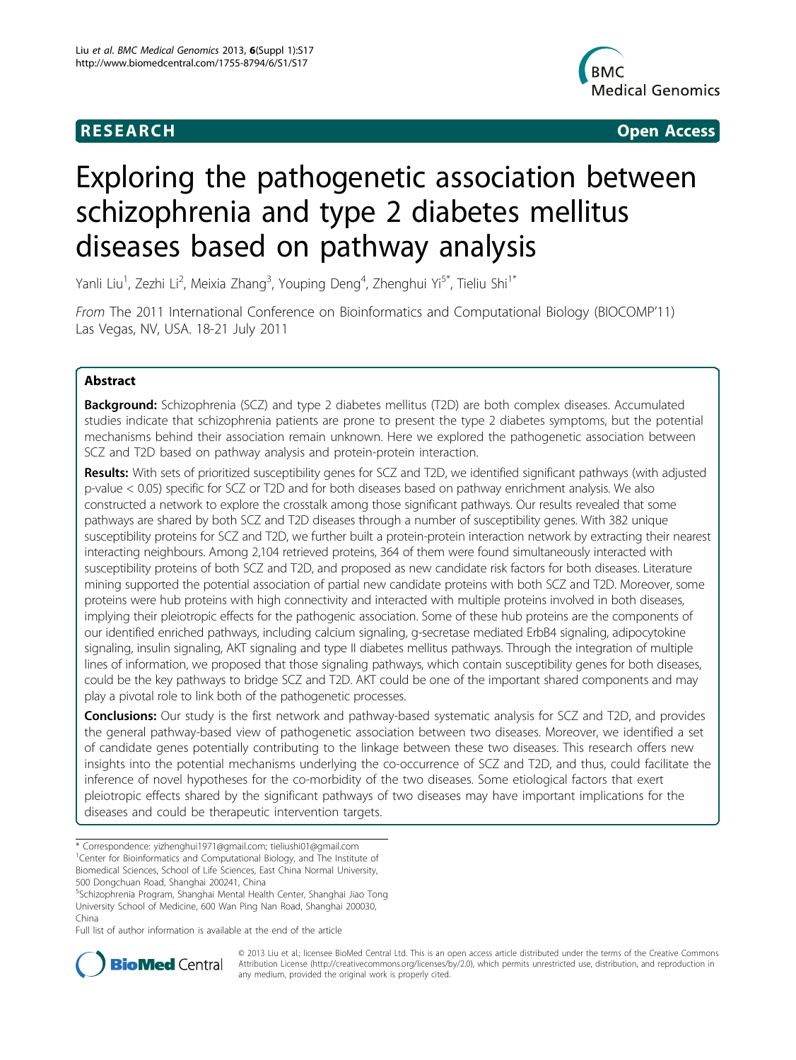RESEARCH Open Access

# Exploring the pathogenetic association between schizophrenia and type 2 diabetes mellitus diseases based on pathway analysis

Yanli Liu[1], Zezhi Li[2], Meixia Zhang[3], Youping Deng[4], Zhenghui Yi[5*], Tieliu Shi[1*]

*From* The 2011 International Conference on Bioinformatics and Computational Biology (BIOCOMP'11) Las Vegas, NV, USA. 18-21 July 2011

## Abstract

**Background:** Schizophrenia (SCZ) and type 2 diabetes mellitus (T2D) are both complex diseases. Accumulated studies indicate that schizophrenia patients are prone to present the type 2 diabetes symptoms, but the potential mechanisms behind their association remain unknown. Here we explored the pathogenetic association between SCZ and T2D based on pathway analysis and protein-protein interaction.

**Results:** With sets of prioritized susceptibility genes for SCZ and T2D, we identified significant pathways (with adjusted p-value < 0.05) specific for SCZ or T2D and for both diseases based on pathway enrichment analysis. We also constructed a network to explore the crosstalk among those significant pathways. Our results revealed that some pathways are shared by both SCZ and T2D diseases through a number of susceptibility genes. With 382 unique susceptibility proteins for SCZ and T2D, we further built a protein-protein interaction network by extracting their nearest interacting neighbours. Among 2,104 retrieved proteins, 364 of them were found simultaneously interacted with susceptibility proteins of both SCZ and T2D, and proposed as new candidate risk factors for both diseases. Literature mining supported the potential association of partial new candidate proteins with both SCZ and T2D. Moreover, some proteins were hub proteins with high connectivity and interacted with multiple proteins involved in both diseases, implying their pleiotropic effects for the pathogenetic association. Some of these hub proteins are the components of our identified enriched pathways, including calcium signaling, g-secretase mediated ErbB4 signaling, adipocytokine signaling, insulin signaling, AKT signaling and type II diabetes mellitus pathways. Through the integration of multiple lines of information, we proposed that those signaling pathways, which contain susceptibility genes for both diseases, could be the key pathways to bridge SCZ and T2D. AKT could be one of the important shared components and may play a pivotal role to link both of the pathogenetic processes.

**Conclusions:** Our study is the first network and pathway-based systematic analysis for SCZ and T2D, and provides the general pathway-based view of pathogenetic association between two diseases. Moreover, we identified a set of candidate genes potentially contributing to the linkage between these two diseases. This research offers new insights into the potential mechanisms underlying the co-occurrence of SCZ and T2D, and thus, could facilitate the inference of novel hypotheses for the co-morbidity of the two diseases. Some etiological factors that exert pleiotropic effects shared by the significant pathways of two diseases may have important implications for the diseases and could be therapeutic intervention targets.

\* Correspondence: yizhenghui1971@gmail.com; tieliushi01@gmail.com
[1]Center for Bioinformatics and Computational Biology, and The Institute of Biomedical Sciences, School of Life Sciences, East China Normal University, 500 Dongchuan Road, Shanghai 200241, China
[5]Schizophrenia Program, Shanghai Mental Health Center, Shanghai Jiao Tong University School of Medicine, 600 Wan Ping Nan Road, Shanghai 200030, China
Full list of author information is available at the end of the article

© 2013 Liu et al.; licensee BioMed Central Ltd. This is an open access article distributed under the terms of the Creative Commons Attribution License (http://creativecommons.org/licenses/by/2.0), which permits unrestricted use, distribution, and reproduction in any medium, provided the original work is properly cited.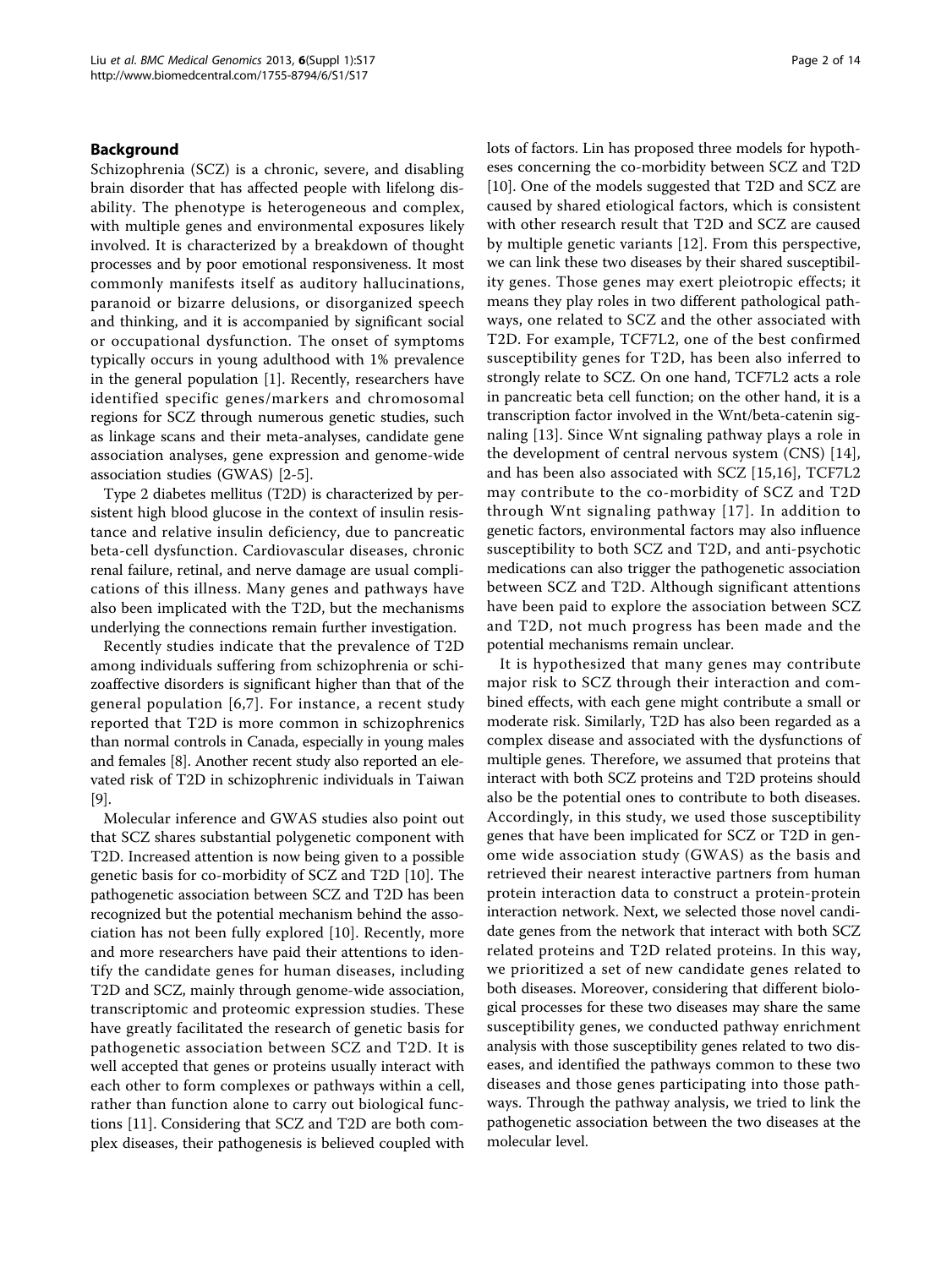## Background

Schizophrenia (SCZ) is a chronic, severe, and disabling brain disorder that has affected people with lifelong disability. The phenotype is heterogeneous and complex, with multiple genes and environmental exposures likely involved. It is characterized by a breakdown of thought processes and by poor emotional responsiveness. It most commonly manifests itself as auditory hallucinations, paranoid or bizarre delusions, or disorganized speech and thinking, and it is accompanied by significant social or occupational dysfunction. The onset of symptoms typically occurs in young adulthood with 1% prevalence in the general population [1]. Recently, researchers have identified specific genes/markers and chromosomal regions for SCZ through numerous genetic studies, such as linkage scans and their meta-analyses, candidate gene association analyses, gene expression and genome-wide association studies (GWAS) [2-5].

Type 2 diabetes mellitus (T2D) is characterized by persistent high blood glucose in the context of insulin resistance and relative insulin deficiency, due to pancreatic beta-cell dysfunction. Cardiovascular diseases, chronic renal failure, retinal, and nerve damage are usual complications of this illness. Many genes and pathways have also been implicated with the T2D, but the mechanisms underlying the connections remain further investigation.

Recently studies indicate that the prevalence of T2D among individuals suffering from schizophrenia or schizoaffective disorders is significant higher than that of the general population [6,7]. For instance, a recent study reported that T2D is more common in schizophrenics than normal controls in Canada, especially in young males and females [8]. Another recent study also reported an elevated risk of T2D in schizophrenic individuals in Taiwan [9].

Molecular inference and GWAS studies also point out that SCZ shares substantial polygenetic component with T2D. Increased attention is now being given to a possible genetic basis for co-morbidity of SCZ and T2D [10]. The pathogenetic association between SCZ and T2D has been recognized but the potential mechanism behind the association has not been fully explored [10]. Recently, more and more researchers have paid their attentions to identify the candidate genes for human diseases, including T2D and SCZ, mainly through genome-wide association, transcriptomic and proteomic expression studies. These have greatly facilitated the research of genetic basis for pathogenetic association between SCZ and T2D. It is well accepted that genes or proteins usually interact with each other to form complexes or pathways within a cell, rather than function alone to carry out biological functions [11]. Considering that SCZ and T2D are both complex diseases, their pathogenesis is believed coupled with lots of factors. Lin has proposed three models for hypotheses concerning the co-morbidity between SCZ and T2D [10]. One of the models suggested that T2D and SCZ are caused by shared etiological factors, which is consistent with other research result that T2D and SCZ are caused by multiple genetic variants [12]. From this perspective, we can link these two diseases by their shared susceptibility genes. Those genes may exert pleiotropic effects; it means they play roles in two different pathological pathways, one related to SCZ and the other associated with T2D. For example, TCF7L2, one of the best confirmed susceptibility genes for T2D, has been also inferred to strongly relate to SCZ. On one hand, TCF7L2 acts a role in pancreatic beta cell function; on the other hand, it is a transcription factor involved in the Wnt/beta-catenin signaling [13]. Since Wnt signaling pathway plays a role in the development of central nervous system (CNS) [14], and has been also associated with SCZ [15,16], TCF7L2 may contribute to the co-morbidity of SCZ and T2D through Wnt signaling pathway [17]. In addition to genetic factors, environmental factors may also influence susceptibility to both SCZ and T2D, and anti-psychotic medications can also trigger the pathogenetic association between SCZ and T2D. Although significant attentions have been paid to explore the association between SCZ and T2D, not much progress has been made and the potential mechanisms remain unclear.

It is hypothesized that many genes may contribute major risk to SCZ through their interaction and combined effects, with each gene might contribute a small or moderate risk. Similarly, T2D has also been regarded as a complex disease and associated with the dysfunctions of multiple genes. Therefore, we assumed that proteins that interact with both SCZ proteins and T2D proteins should also be the potential ones to contribute to both diseases. Accordingly, in this study, we used those susceptibility genes that have been implicated for SCZ or T2D in genome wide association study (GWAS) as the basis and retrieved their nearest interactive partners from human protein interaction data to construct a protein-protein interaction network. Next, we selected those novel candidate genes from the network that interact with both SCZ related proteins and T2D related proteins. In this way, we prioritized a set of new candidate genes related to both diseases. Moreover, considering that different biological processes for these two diseases may share the same susceptibility genes, we conducted pathway enrichment analysis with those susceptibility genes related to two diseases, and identified the pathways common to these two diseases and those genes participating into those pathways. Through the pathway analysis, we tried to link the pathogenetic association between the two diseases at the molecular level.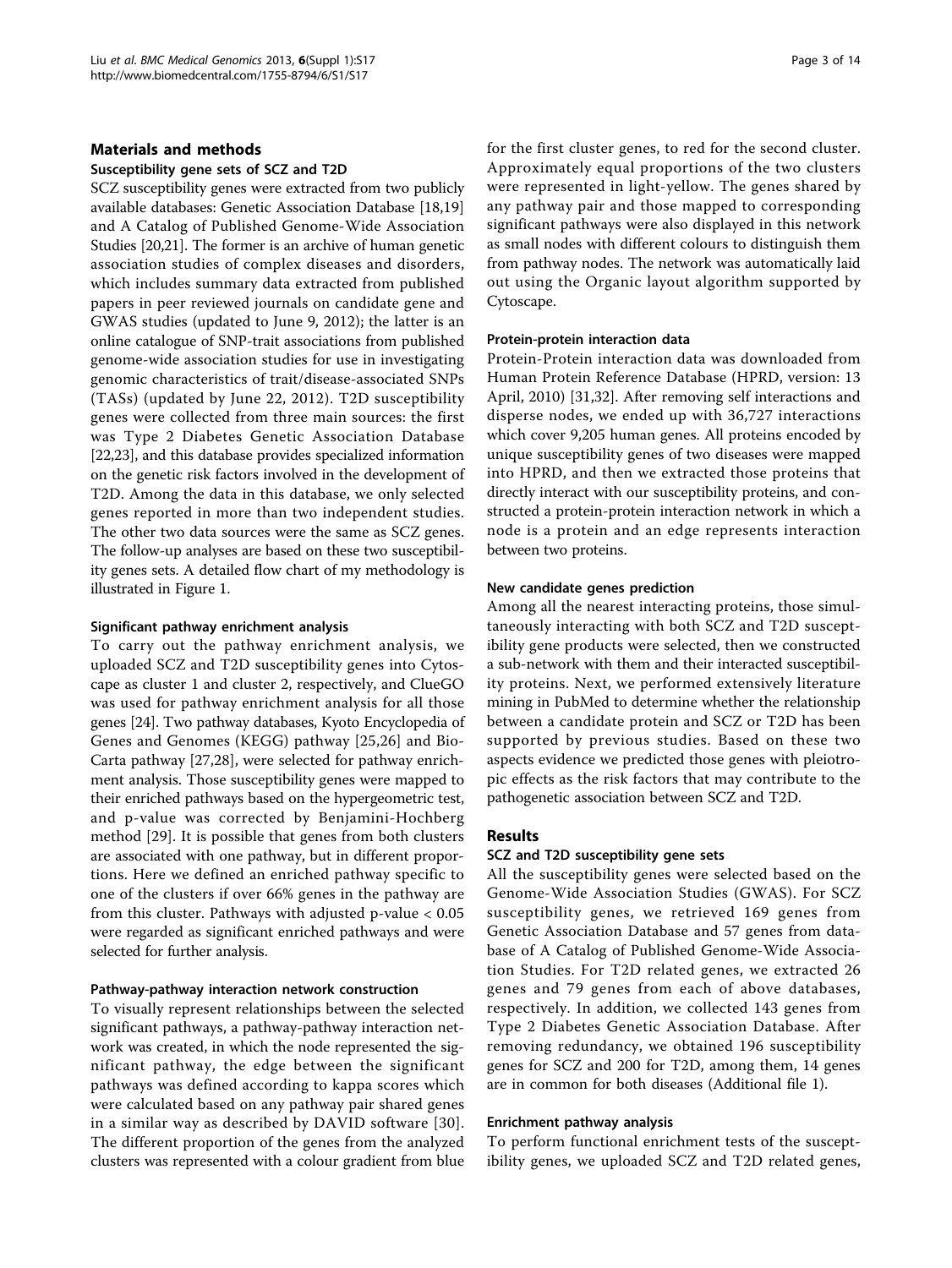## Materials and methods

### Susceptibility gene sets of SCZ and T2D

SCZ susceptibility genes were extracted from two publicly available databases: Genetic Association Database [18,19] and A Catalog of Published Genome-Wide Association Studies [20,21]. The former is an archive of human genetic association studies of complex diseases and disorders, which includes summary data extracted from published papers in peer reviewed journals on candidate gene and GWAS studies (updated to June 9, 2012); the latter is an online catalogue of SNP-trait associations from published genome-wide association studies for use in investigating genomic characteristics of trait/disease-associated SNPs (TASs) (updated by June 22, 2012). T2D susceptibility genes were collected from three main sources: the first was Type 2 Diabetes Genetic Association Database [22,23], and this database provides specialized information on the genetic risk factors involved in the development of T2D. Among the data in this database, we only selected genes reported in more than two independent studies. The other two data sources were the same as SCZ genes. The follow-up analyses are based on these two susceptibility genes sets. A detailed flow chart of my methodology is illustrated in Figure 1.

### Significant pathway enrichment analysis

To carry out the pathway enrichment analysis, we uploaded SCZ and T2D susceptibility genes into Cytoscape as cluster 1 and cluster 2, respectively, and ClueGO was used for pathway enrichment analysis for all those genes [24]. Two pathway databases, Kyoto Encyclopedia of Genes and Genomes (KEGG) pathway [25,26] and BioCarta pathway [27,28], were selected for pathway enrichment analysis. Those susceptibility genes were mapped to their enriched pathways based on the hypergeometric test, and p-value was corrected by Benjamini-Hochberg method [29]. It is possible that genes from both clusters are associated with one pathway, but in different proportions. Here we defined an enriched pathway specific to one of the clusters if over 66% genes in the pathway are from this cluster. Pathways with adjusted p-value $< 0.05$ were regarded as significant enriched pathways and were selected for further analysis.

### Pathway-pathway interaction network construction

To visually represent relationships between the selected significant pathways, a pathway-pathway interaction network was created, in which the node represented the significant pathway, the edge between the significant pathways was defined according to kappa scores which were calculated based on any pathway pair shared genes in a similar way as described by DAVID software [30]. The different proportion of the genes from the analyzed clusters was represented with a colour gradient from blue for the first cluster genes, to red for the second cluster. Approximately equal proportions of the two clusters were represented in light-yellow. The genes shared by any pathway pair and those mapped to corresponding significant pathways were also displayed in this network as small nodes with different colours to distinguish them from pathway nodes. The network was automatically laid out using the Organic layout algorithm supported by Cytoscape.

### Protein-protein interaction data

Protein-Protein interaction data was downloaded from Human Protein Reference Database (HPRD, version: 13 April, 2010) [31,32]. After removing self interactions and disperse nodes, we ended up with 36,727 interactions which cover 9,205 human genes. All proteins encoded by unique susceptibility genes of two diseases were mapped into HPRD, and then we extracted those proteins that directly interact with our susceptibility proteins, and constructed a protein-protein interaction network in which a node is a protein and an edge represents interaction between two proteins.

### New candidate genes prediction

Among all the nearest interacting proteins, those simultaneously interacting with both SCZ and T2D susceptibility gene products were selected, then we constructed a sub-network with them and their interacted susceptibility proteins. Next, we performed extensively literature mining in PubMed to determine whether the relationship between a candidate protein and SCZ or T2D has been supported by previous studies. Based on these two aspects evidence we predicted those genes with pleiotropic effects as the risk factors that may contribute to the pathogenetic association between SCZ and T2D.

## Results

### SCZ and T2D susceptibility gene sets

All the susceptibility genes were selected based on the Genome-Wide Association Studies (GWAS). For SCZ susceptibility genes, we retrieved 169 genes from Genetic Association Database and 57 genes from database of A Catalog of Published Genome-Wide Association Studies. For T2D related genes, we extracted 26 genes and 79 genes from each of above databases, respectively. In addition, we collected 143 genes from Type 2 Diabetes Genetic Association Database. After removing redundancy, we obtained 196 susceptibility genes for SCZ and 200 for T2D, among them, 14 genes are in common for both diseases (Additional file 1).

### Enrichment pathway analysis

To perform functional enrichment tests of the susceptibility genes, we uploaded SCZ and T2D related genes,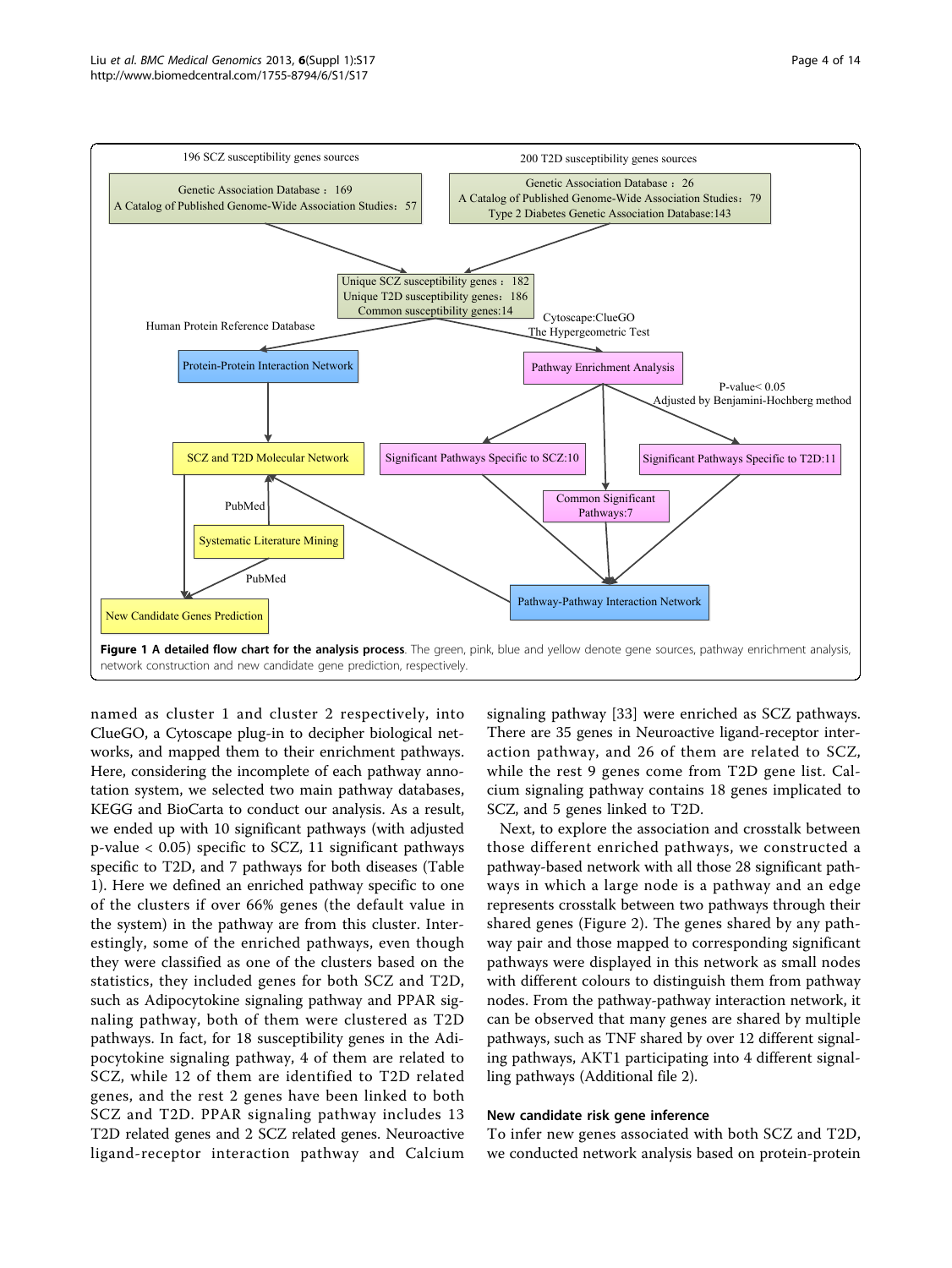**Figure 1 A detailed flow chart for the analysis process**. The green, pink, blue and yellow denote gene sources, pathway enrichment analysis, network construction and new candidate gene prediction, respectively.

named as cluster 1 and cluster 2 respectively, into ClueGO, a Cytoscape plug-in to decipher biological networks, and mapped them to their enrichment pathways. Here, considering the incomplete of each pathway annotation system, we selected two main pathway databases, KEGG and BioCarta to conduct our analysis. As a result, we ended up with 10 significant pathways (with adjusted p-value < 0.05) specific to SCZ, 11 significant pathways specific to T2D, and 7 pathways for both diseases (Table 1). Here we defined an enriched pathway specific to one of the clusters if over 66% genes (the default value in the system) in the pathway are from this cluster. Interestingly, some of the enriched pathways, even though they were classified as one of the clusters based on the statistics, they included genes for both SCZ and T2D, such as Adipocytokine signaling pathway and PPAR signaling pathway, both of them were clustered as T2D pathways. In fact, for 18 susceptibility genes in the Adipocytokine signaling pathway, 4 of them are related to SCZ, while 12 of them are identified to T2D related genes, and the rest 2 genes have been linked to both SCZ and T2D. PPAR signaling pathway includes 13 T2D related genes and 2 SCZ related genes. Neuroactive ligand-receptor interaction pathway and Calcium signaling pathway [33] were enriched as SCZ pathways. There are 35 genes in Neuroactive ligand-receptor interaction pathway, and 26 of them are related to SCZ, while the rest 9 genes come from T2D gene list. Calcium signaling pathway contains 18 genes implicated to SCZ, and 5 genes linked to T2D.

Next, to explore the association and crosstalk between those different enriched pathways, we constructed a pathway-based network with all those 28 significant pathways in which a large node is a pathway and an edge represents crosstalk between two pathways through their shared genes (Figure 2). The genes shared by any pathway pair and those mapped to corresponding significant pathways were displayed in this network as small nodes with different colours to distinguish them from pathway nodes. From the pathway-pathway interaction network, it can be observed that many genes are shared by multiple pathways, such as TNF shared by over 12 different signaling pathways, AKT1 participating into 4 different signalling pathways (Additional file 2).

### New candidate risk gene inference

To infer new genes associated with both SCZ and T2D, we conducted network analysis based on protein-protein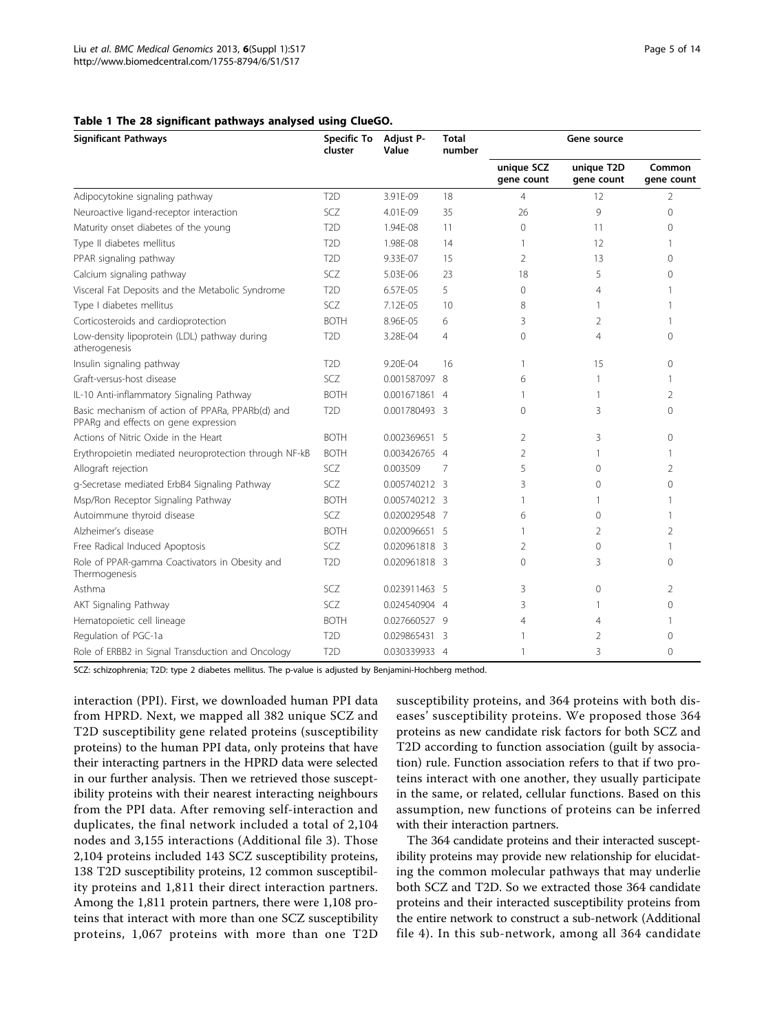**Table 1 The 28 significant pathways analysed using ClueGO.**

| Significant Pathways | Specific To cluster | Adjust P-Value | Total number | Gene source | | |
|---|---|---|---|---|---|---|
| | | | | unique SCZ gene count | unique T2D gene count | Common gene count |
| Adipocytokine signaling pathway | T2D | 3.91E-09 | 18 | 4 | 12 | 2 |
| Neuroactive ligand-receptor interaction | SCZ | 4.01E-09 | 35 | 26 | 9 | 0 |
| Maturity onset diabetes of the young | T2D | 1.94E-08 | 11 | 0 | 11 | 0 |
| Type II diabetes mellitus | T2D | 1.98E-08 | 14 | 1 | 12 | 1 |
| PPAR signaling pathway | T2D | 9.33E-07 | 15 | 2 | 13 | 0 |
| Calcium signaling pathway | SCZ | 5.03E-06 | 23 | 18 | 5 | 0 |
| Visceral Fat Deposits and the Metabolic Syndrome | T2D | 6.57E-05 | 5 | 0 | 4 | 1 |
| Type I diabetes mellitus | SCZ | 7.12E-05 | 10 | 8 | 1 | 1 |
| Corticosteroids and cardioprotection | BOTH | 8.96E-05 | 6 | 3 | 2 | 1 |
| Low-density lipoprotein (LDL) pathway during atherogenesis | T2D | 3.28E-04 | 4 | 0 | 4 | 0 |
| Insulin signaling pathway | T2D | 9.20E-04 | 16 | 1 | 15 | 0 |
| Graft-versus-host disease | SCZ | 0.001587097 | 8 | 6 | 1 | 1 |
| IL-10 Anti-inflammatory Signaling Pathway | BOTH | 0.001671861 | 4 | 1 | 1 | 2 |
| Basic mechanism of action of PPARa, PPARb(d) and PPARg and effects on gene expression | T2D | 0.001780493 | 3 | 0 | 3 | 0 |
| Actions of Nitric Oxide in the Heart | BOTH | 0.002369651 | 5 | 2 | 3 | 0 |
| Erythropoietin mediated neuroprotection through NF-kB | BOTH | 0.003426765 | 4 | 2 | 1 | 1 |
| Allograft rejection | SCZ | 0.003509 | 7 | 5 | 0 | 2 |
| g-Secretase mediated ErbB4 Signaling Pathway | SCZ | 0.005740212 | 3 | 3 | 0 | 0 |
| Msp/Ron Receptor Signaling Pathway | BOTH | 0.005740212 | 3 | 1 | 1 | 1 |
| Autoimmune thyroid disease | SCZ | 0.020029548 | 7 | 6 | 0 | 1 |
| Alzheimer's disease | BOTH | 0.020096651 | 5 | 1 | 2 | 2 |
| Free Radical Induced Apoptosis | SCZ | 0.020961818 | 3 | 2 | 0 | 1 |
| Role of PPAR-gamma Coactivators in Obesity and Thermogenesis | T2D | 0.020961818 | 3 | 0 | 3 | 0 |
| Asthma | SCZ | 0.023911463 | 5 | 3 | 0 | 2 |
| AKT Signaling Pathway | SCZ | 0.024540904 | 4 | 3 | 1 | 0 |
| Hematopoietic cell lineage | BOTH | 0.027660527 | 9 | 4 | 4 | 1 |
| Regulation of PGC-1a | T2D | 0.029865431 | 3 | 1 | 2 | 0 |
| Role of ERBB2 in Signal Transduction and Oncology | T2D | 0.030339933 | 4 | 1 | 3 | 0 |

SCZ: schizophrenia; T2D: type 2 diabetes mellitus. The p-value is adjusted by Benjamini-Hochberg method.

interaction (PPI). First, we downloaded human PPI data from HPRD. Next, we mapped all 382 unique SCZ and T2D susceptibility gene related proteins (susceptibility proteins) to the human PPI data, only proteins that have their interacting partners in the HPRD data were selected in our further analysis. Then we retrieved those susceptibility proteins with their nearest interacting neighbours from the PPI data. After removing self-interaction and duplicates, the final network included a total of 2,104 nodes and 3,155 interactions (Additional file 3). Those 2,104 proteins included 143 SCZ susceptibility proteins, 138 T2D susceptibility proteins, 12 common susceptibility proteins and 1,811 their direct interaction partners. Among the 1,811 protein partners, there were 1,108 proteins that interact with more than one SCZ susceptibility proteins, 1,067 proteins with more than one T2D susceptibility proteins, and 364 proteins with both diseases' susceptibility proteins. We proposed those 364 proteins as new candidate risk factors for both SCZ and T2D according to function association (guilt by association) rule. Function association refers to that if two proteins interact with one another, they usually participate in the same, or related, cellular functions. Based on this assumption, new functions of proteins can be inferred with their interaction partners.

The 364 candidate proteins and their interacted susceptibility proteins may provide new relationship for elucidating the common molecular pathways that may underlie both SCZ and T2D. So we extracted those 364 candidate proteins and their interacted susceptibility proteins from the entire network to construct a sub-network (Additional file 4). In this sub-network, among all 364 candidate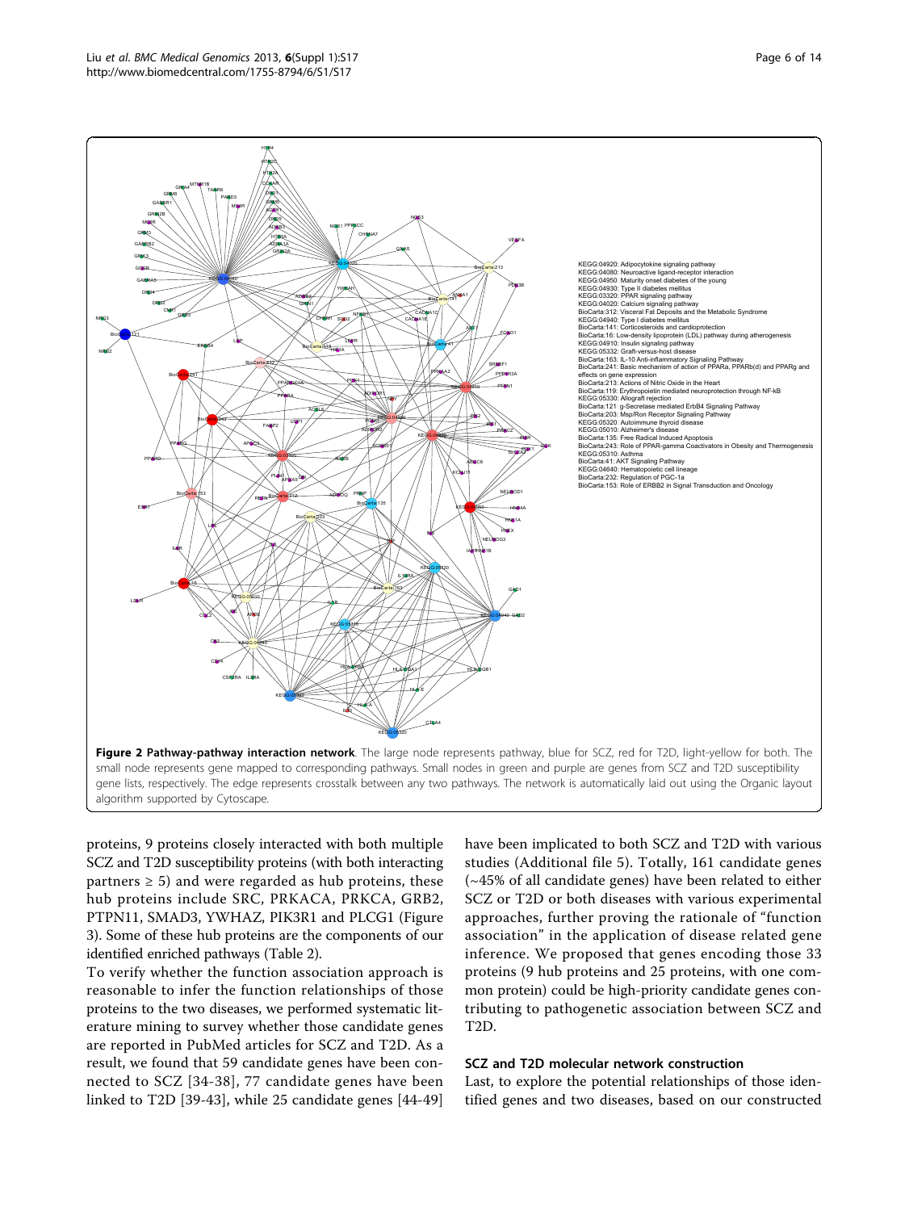KEGG:04920: Adipocytokine signaling pathway
KEGG:04080: Neuroactive ligand-receptor interaction
KEGG:04950: Maturity onset diabetes of the young
KEGG:04930: Type II diabetes mellitus
KEGG:03320: PPAR signaling pathway
KEGG:04020: Calcium signaling pathway
BioCarta:312: Visceral Fat Deposits and the Metabolic Syndrome
KEGG:04940: Type I diabetes mellitus
BioCarta:141: Corticosteroids and cardioprotection
BioCarta:16: Low-density lipoprotein (LDL) pathway during atherogenesis
KEGG:04910: Insulin signaling pathway
KEGG:05332: Graft-versus-host disease
BioCarta:163: IL-10 Anti-inflammatory Signaling Pathway
BioCarta:241: Basic mechanism of action of PPARa, PPARb(d) and PPARg and effects on gene expression
BioCarta:213: Actions of Nitric Oxide in the Heart
BioCarta:119: Erythropoietin mediated neuroprotection through NF-kB
KEGG:05330: Allograft rejection
BioCarta:121: g-Secretase mediated ErbB4 Signaling Pathway
BioCarta:203: Msp/Ron Receptor Signaling Pathway
KEGG:05320: Autoimmune thyroid disease
KEGG:05010: Alzheimer's disease
BioCarta:135: Free Radical Induced Apoptosis
BioCarta:243: Role of PPAR-gamma Coactivators in Obesity and Thermogenesis
KEGG:05310: Asthma
BioCarta:41: AKT Signaling Pathway
KEGG:04640: Hematopoietic cell lineage
BioCarta:232: Regulation of PGC-1a
BioCarta:153: Role of ERBB2 in Signal Transduction and Oncology

**Figure 2 Pathway-pathway interaction network**. The large node represents pathway, blue for SCZ, red for T2D, light-yellow for both. The small node represents gene mapped to corresponding pathways. Small nodes in green and purple are genes from SCZ and T2D susceptibility gene lists, respectively. The edge represents crosstalk between any two pathways. The network is automatically laid out using the Organic layout algorithm supported by Cytoscape.

proteins, 9 proteins closely interacted with both multiple SCZ and T2D susceptibility proteins (with both interacting partners ≥ 5) and were regarded as hub proteins, these hub proteins include SRC, PRKACA, PRKCA, GRB2, PTPN11, SMAD3, YWHAZ, PIK3R1 and PLCG1 (Figure 3). Some of these hub proteins are the components of our identified enriched pathways (Table 2).

To verify whether the function association approach is reasonable to infer the function relationships of those proteins to the two diseases, we performed systematic literature mining to survey whether those candidate genes are reported in PubMed articles for SCZ and T2D. As a result, we found that 59 candidate genes have been connected to SCZ [34-38], 77 candidate genes have been linked to T2D [39-43], while 25 candidate genes [44-49] have been implicated to both SCZ and T2D with various studies (Additional file 5). Totally, 161 candidate genes (~45% of all candidate genes) have been related to either SCZ or T2D or both diseases with various experimental approaches, further proving the rationale of "function association" in the application of disease related gene inference. We proposed that genes encoding those 33 proteins (9 hub proteins and 25 proteins, with one common protein) could be high-priority candidate genes contributing to pathogenetic association between SCZ and T2D.

### SCZ and T2D molecular network construction

Last, to explore the potential relationships of those identified genes and two diseases, based on our constructed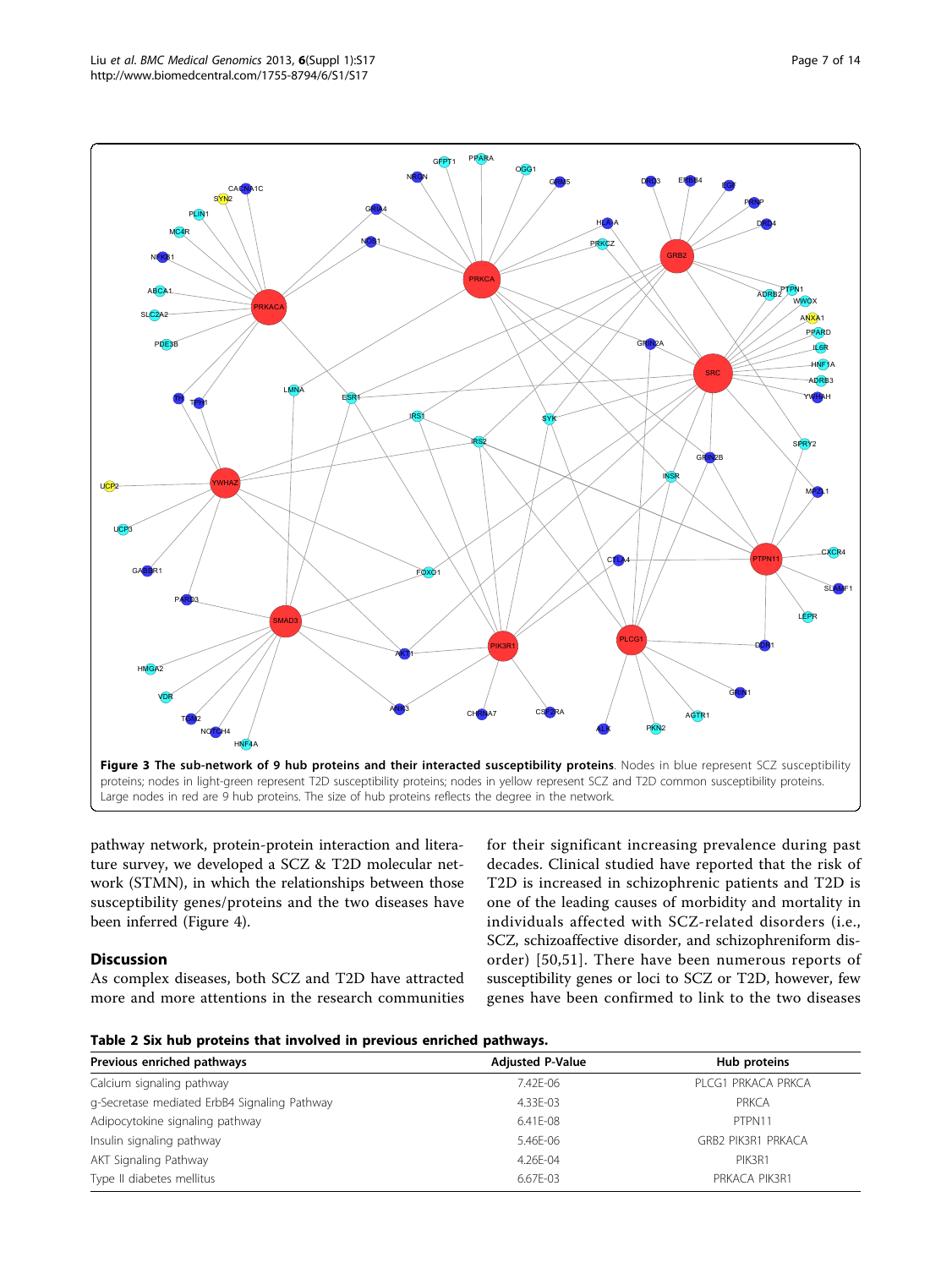**Figure 3 The sub-network of 9 hub proteins and their interacted susceptibility proteins**. Nodes in blue represent SCZ susceptibility proteins; nodes in light-green represent T2D susceptibility proteins; nodes in yellow represent SCZ and T2D common susceptibility proteins. Large nodes in red are 9 hub proteins. The size of hub proteins reflects the degree in the network.

pathway network, protein-protein interaction and literature survey, we developed a SCZ & T2D molecular network (STMN), in which the relationships between those susceptibility genes/proteins and the two diseases have been inferred (Figure 4).

## Discussion

As complex diseases, both SCZ and T2D have attracted more and more attentions in the research communities for their significant increasing prevalence during past decades. Clinical studied have reported that the risk of T2D is increased in schizophrenic patients and T2D is one of the leading causes of morbidity and mortality in individuals affected with SCZ-related disorders (i.e., SCZ, schizoaffective disorder, and schizophreniform disorder) [50,51]. There have been numerous reports of susceptibility genes or loci to SCZ or T2D, however, few genes have been confirmed to link to the two diseases

**Table 2 Six hub proteins that involved in previous enriched pathways.**

| Previous enriched pathways | Adjusted P-Value | Hub proteins |
| --- | --- | --- |
| Calcium signaling pathway | 7.42E-06 | PLCG1 PRKACA PRKCA |
| g-Secretase mediated ErbB4 Signaling Pathway | 4.33E-03 | PRKCA |
| Adipocytokine signaling pathway | 6.41E-08 | PTPN11 |
| Insulin signaling pathway | 5.46E-06 | GRB2 PIK3R1 PRKACA |
| AKT Signaling Pathway | 4.26E-04 | PIK3R1 |
| Type II diabetes mellitus | 6.67E-03 | PRKACA PIK3R1 |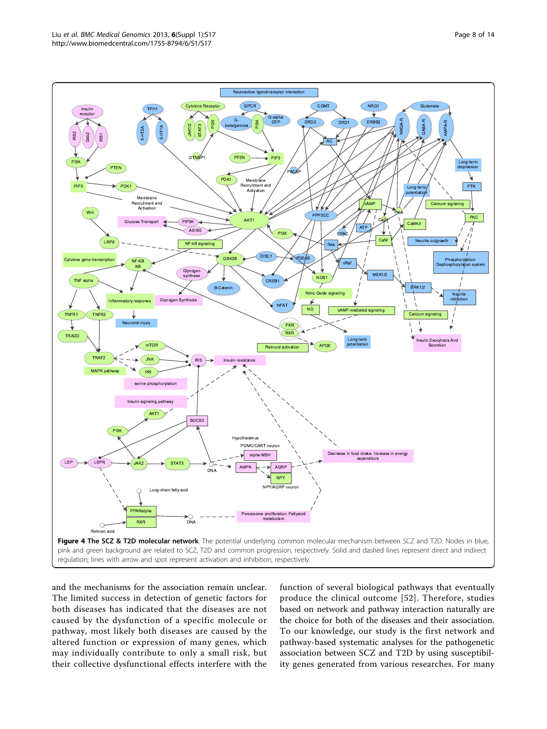**Figure 4 The SCZ & T2D molecular network**. The potential underlying common molecular mechanism between SCZ and T2D. Nodes in blue, pink and green background are related to SCZ, T2D and common progression, respectively. Solid and dashed lines represent direct and indirect regulation; lines with arrow and spot represent activation and inhibition, respectively.

and the mechanisms for the association remain unclear. The limited success in detection of genetic factors for both diseases has indicated that the diseases are not caused by the dysfunction of a specific molecule or pathway, most likely both diseases are caused by the altered function or expression of many genes, which may individually contribute to only a small risk, but their collective dysfunctional effects interfere with the function of several biological pathways that eventually produce the clinical outcome [52]. Therefore, studies based on network and pathway interaction naturally are the choice for both of the diseases and their association. To our knowledge, our study is the first network and pathway-based systematic analyses for the pathogenetic association between SCZ and T2D by using susceptibility genes generated from various researches. For many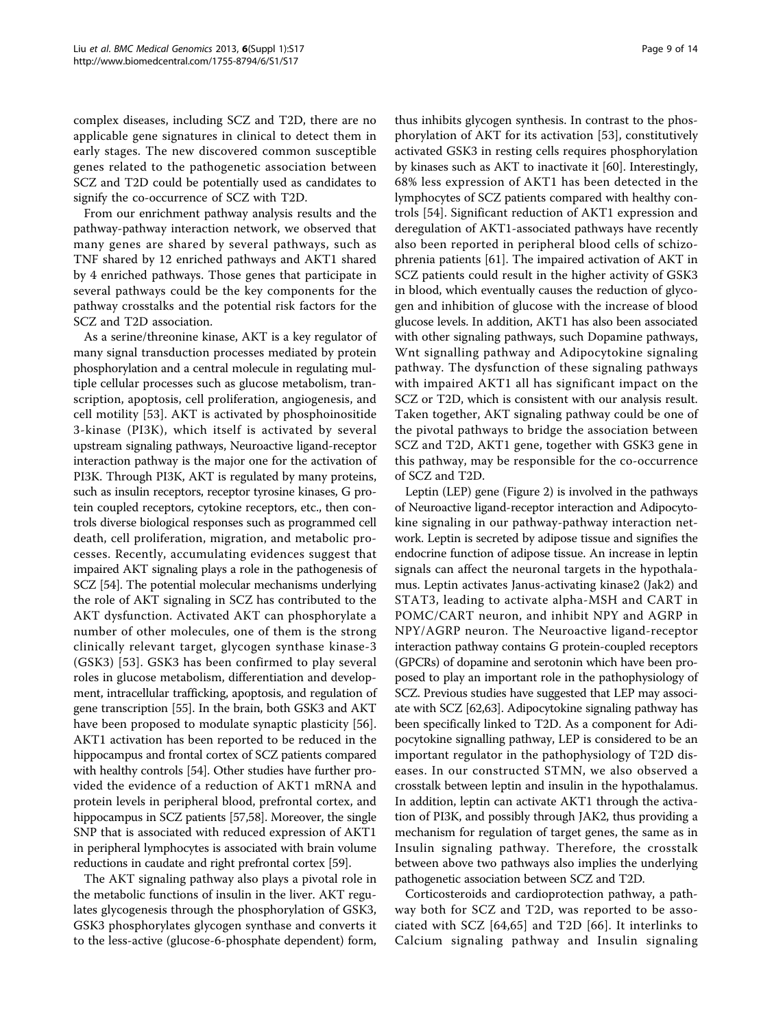complex diseases, including SCZ and T2D, there are no applicable gene signatures in clinical to detect them in early stages. The new discovered common susceptible genes related to the pathogenetic association between SCZ and T2D could be potentially used as candidates to signify the co-occurrence of SCZ with T2D.

From our enrichment pathway analysis results and the pathway-pathway interaction network, we observed that many genes are shared by several pathways, such as TNF shared by 12 enriched pathways and AKT1 shared by 4 enriched pathways. Those genes that participate in several pathways could be the key components for the pathway crosstalks and the potential risk factors for the SCZ and T2D association.

As a serine/threonine kinase, AKT is a key regulator of many signal transduction processes mediated by protein phosphorylation and a central molecule in regulating multiple cellular processes such as glucose metabolism, transcription, apoptosis, cell proliferation, angiogenesis, and cell motility [53]. AKT is activated by phosphoinositide 3-kinase (PI3K), which itself is activated by several upstream signaling pathways, Neuroactive ligand-receptor interaction pathway is the major one for the activation of PI3K. Through PI3K, AKT is regulated by many proteins, such as insulin receptors, receptor tyrosine kinases, G protein coupled receptors, cytokine receptors, etc., then controls diverse biological responses such as programmed cell death, cell proliferation, migration, and metabolic processes. Recently, accumulating evidences suggest that impaired AKT signaling plays a role in the pathogenesis of SCZ [54]. The potential molecular mechanisms underlying the role of AKT signaling in SCZ has contributed to the AKT dysfunction. Activated AKT can phosphorylate a number of other molecules, one of them is the strong clinically relevant target, glycogen synthase kinase-3 (GSK3) [53]. GSK3 has been confirmed to play several roles in glucose metabolism, differentiation and development, intracellular trafficking, apoptosis, and regulation of gene transcription [55]. In the brain, both GSK3 and AKT have been proposed to modulate synaptic plasticity [56]. AKT1 activation has been reported to be reduced in the hippocampus and frontal cortex of SCZ patients compared with healthy controls [54]. Other studies have further provided the evidence of a reduction of AKT1 mRNA and protein levels in peripheral blood, prefrontal cortex, and hippocampus in SCZ patients [57,58]. Moreover, the single SNP that is associated with reduced expression of AKT1 in peripheral lymphocytes is associated with brain volume reductions in caudate and right prefrontal cortex [59].

The AKT signaling pathway also plays a pivotal role in the metabolic functions of insulin in the liver. AKT regulates glycogenesis through the phosphorylation of GSK3, GSK3 phosphorylates glycogen synthase and converts it to the less-active (glucose-6-phosphate dependent) form, thus inhibits glycogen synthesis. In contrast to the phosphorylation of AKT for its activation [53], constitutively activated GSK3 in resting cells requires phosphorylation by kinases such as AKT to inactivate it [60]. Interestingly, 68% less expression of AKT1 has been detected in the lymphocytes of SCZ patients compared with healthy controls [54]. Significant reduction of AKT1 expression and deregulation of AKT1-associated pathways have recently also been reported in peripheral blood cells of schizophrenia patients [61]. The impaired activation of AKT in SCZ patients could result in the higher activity of GSK3 in blood, which eventually causes the reduction of glycogen and inhibition of glucose with the increase of blood glucose levels. In addition, AKT1 has also been associated with other signaling pathways, such Dopamine pathways, Wnt signalling pathway and Adipocytokine signaling pathway. The dysfunction of these signaling pathways with impaired AKT1 all has significant impact on the SCZ or T2D, which is consistent with our analysis result. Taken together, AKT signaling pathway could be one of the pivotal pathways to bridge the association between SCZ and T2D, AKT1 gene, together with GSK3 gene in this pathway, may be responsible for the co-occurrence of SCZ and T2D.

Leptin (LEP) gene (Figure 2) is involved in the pathways of Neuroactive ligand-receptor interaction and Adipocytokine signaling in our pathway-pathway interaction network. Leptin is secreted by adipose tissue and signifies the endocrine function of adipose tissue. An increase in leptin signals can affect the neuronal targets in the hypothalamus. Leptin activates Janus-activating kinase2 (Jak2) and STAT3, leading to activate alpha-MSH and CART in POMC/CART neuron, and inhibit NPY and AGRP in NPY/AGRP neuron. The Neuroactive ligand-receptor interaction pathway contains G protein-coupled receptors (GPCRs) of dopamine and serotonin which have been proposed to play an important role in the pathophysiology of SCZ. Previous studies have suggested that LEP may associate with SCZ [62,63]. Adipocytokine signaling pathway has been specifically linked to T2D. As a component for Adipocytokine signalling pathway, LEP is considered to be an important regulator in the pathophysiology of T2D diseases. In our constructed STMN, we also observed a crosstalk between leptin and insulin in the hypothalamus. In addition, leptin can activate AKT1 through the activation of PI3K, and possibly through JAK2, thus providing a mechanism for regulation of target genes, the same as in Insulin signaling pathway. Therefore, the crosstalk between above two pathways also implies the underlying pathogenetic association between SCZ and T2D.

Corticosteroids and cardioprotection pathway, a pathway both for SCZ and T2D, was reported to be associated with SCZ [64,65] and T2D [66]. It interlinks to Calcium signaling pathway and Insulin signaling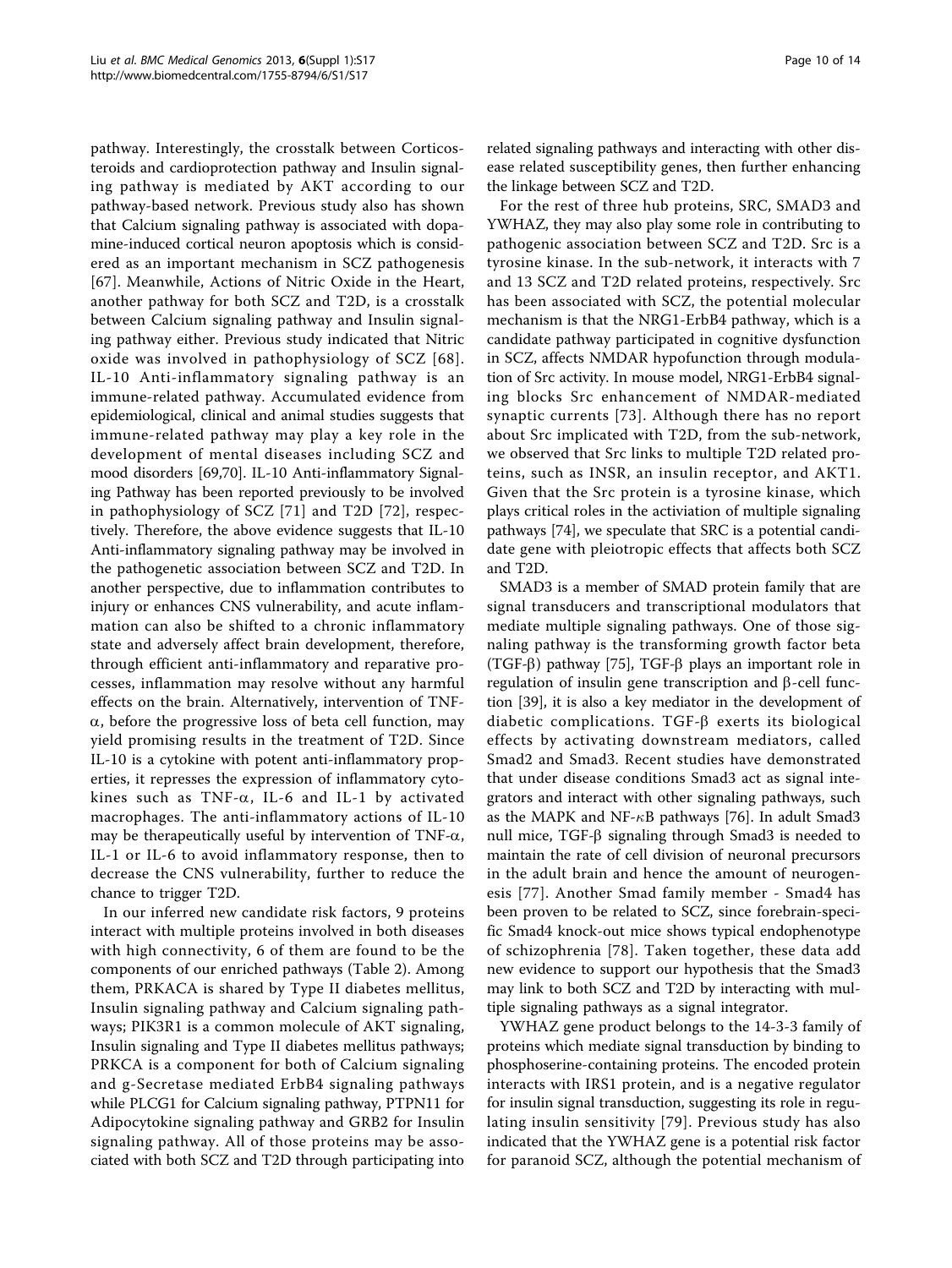pathway. Interestingly, the crosstalk between Corticosteroids and cardioprotection pathway and Insulin signaling pathway is mediated by AKT according to our pathway-based network. Previous study also has shown that Calcium signaling pathway is associated with dopamine-induced cortical neuron apoptosis which is considered as an important mechanism in SCZ pathogenesis [67]. Meanwhile, Actions of Nitric Oxide in the Heart, another pathway for both SCZ and T2D, is a crosstalk between Calcium signaling pathway and Insulin signaling pathway either. Previous study indicated that Nitric oxide was involved in pathophysiology of SCZ [68]. IL-10 Anti-inflammatory signaling pathway is an immune-related pathway. Accumulated evidence from epidemiological, clinical and animal studies suggests that immune-related pathway may play a key role in the development of mental diseases including SCZ and mood disorders [69,70]. IL-10 Anti-inflammatory Signaling Pathway has been reported previously to be involved in pathophysiology of SCZ [71] and T2D [72], respectively. Therefore, the above evidence suggests that IL-10 Anti-inflammatory signaling pathway may be involved in the pathogenetic association between SCZ and T2D. In another perspective, due to inflammation contributes to injury or enhances CNS vulnerability, and acute inflammation can also be shifted to a chronic inflammatory state and adversely affect brain development, therefore, through efficient anti-inflammatory and reparative processes, inflammation may resolve without any harmful effects on the brain. Alternatively, intervention of TNF-$\alpha$, before the progressive loss of beta cell function, may yield promising results in the treatment of T2D. Since IL-10 is a cytokine with potent anti-inflammatory properties, it represses the expression of inflammatory cytokines such as TNF-$\alpha$, IL-6 and IL-1 by activated macrophages. The anti-inflammatory actions of IL-10 may be therapeutically useful by intervention of TNF-$\alpha$, IL-1 or IL-6 to avoid inflammatory response, then to decrease the CNS vulnerability, further to reduce the chance to trigger T2D.

In our inferred new candidate risk factors, 9 proteins interact with multiple proteins involved in both diseases with high connectivity, 6 of them are found to be the components of our enriched pathways (Table 2). Among them, PRKACA is shared by Type II diabetes mellitus, Insulin signaling pathway and Calcium signaling pathways; PIK3R1 is a common molecule of AKT signaling, Insulin signaling and Type II diabetes mellitus pathways; PRKCA is a component for both of Calcium signaling and g-Secretase mediated ErbB4 signaling pathways while PLCG1 for Calcium signaling pathway, PTPN11 for Adipocytokine signaling pathway and GRB2 for Insulin signaling pathway. All of those proteins may be associated with both SCZ and T2D through participating into related signaling pathways and interacting with other disease related susceptibility genes, then further enhancing the linkage between SCZ and T2D.

For the rest of three hub proteins, SRC, SMAD3 and YWHAZ, they may also play some role in contributing to pathogenic association between SCZ and T2D. Src is a tyrosine kinase. In the sub-network, it interacts with 7 and 13 SCZ and T2D related proteins, respectively. Src has been associated with SCZ, the potential molecular mechanism is that the NRG1-ErbB4 pathway, which is a candidate pathway participated in cognitive dysfunction in SCZ, affects NMDAR hypofunction through modulation of Src activity. In mouse model, NRG1-ErbB4 signaling blocks Src enhancement of NMDAR-mediated synaptic currents [73]. Although there has no report about Src implicated with T2D, from the sub-network, we observed that Src links to multiple T2D related proteins, such as INSR, an insulin receptor, and AKT1. Given that the Src protein is a tyrosine kinase, which plays critical roles in the activiation of multiple signaling pathways [74], we speculate that SRC is a potential candidate gene with pleiotropic effects that affects both SCZ and T2D.

SMAD3 is a member of SMAD protein family that are signal transducers and transcriptional modulators that mediate multiple signaling pathways. One of those signaling pathway is the transforming growth factor beta (TGF-$\beta$) pathway [75], TGF-$\beta$ plays an important role in regulation of insulin gene transcription and $\beta$-cell function [39], it is also a key mediator in the development of diabetic complications. TGF-$\beta$ exerts its biological effects by activating downstream mediators, called Smad2 and Smad3. Recent studies have demonstrated that under disease conditions Smad3 act as signal integrators and interact with other signaling pathways, such as the MAPK and NF-$\kappa$B pathways [76]. In adult Smad3 null mice, TGF-$\beta$ signaling through Smad3 is needed to maintain the rate of cell division of neuronal precursors in the adult brain and hence the amount of neurogenesis [77]. Another Smad family member - Smad4 has been proven to be related to SCZ, since forebrain-specific Smad4 knock-out mice shows typical endophenotype of schizophrenia [78]. Taken together, these data add new evidence to support our hypothesis that the Smad3 may link to both SCZ and T2D by interacting with multiple signaling pathways as a signal integrator.

YWHAZ gene product belongs to the 14-3-3 family of proteins which mediate signal transduction by binding to phosphoserine-containing proteins. The encoded protein interacts with IRS1 protein, and is a negative regulator for insulin signal transduction, suggesting its role in regulating insulin sensitivity [79]. Previous study has also indicated that the YWHAZ gene is a potential risk factor for paranoid SCZ, although the potential mechanism of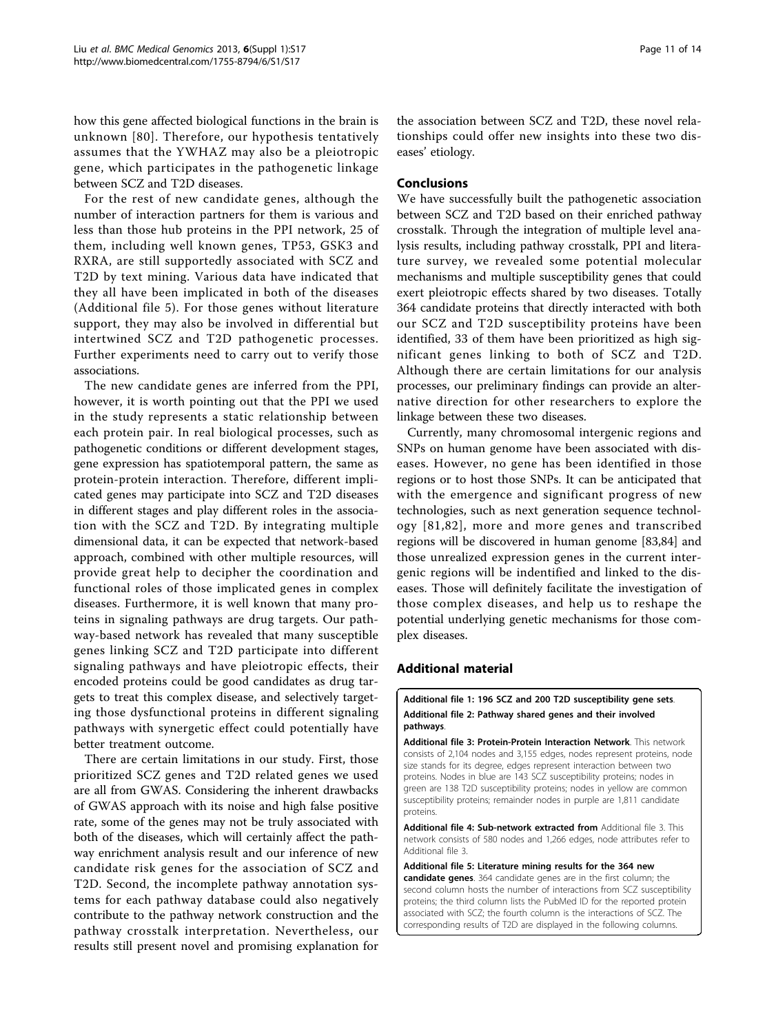how this gene affected biological functions in the brain is unknown [80]. Therefore, our hypothesis tentatively assumes that the YWHAZ may also be a pleiotropic gene, which participates in the pathogenetic linkage between SCZ and T2D diseases.

For the rest of new candidate genes, although the number of interaction partners for them is various and less than those hub proteins in the PPI network, 25 of them, including well known genes, TP53, GSK3 and RXRA, are still supportedly associated with SCZ and T2D by text mining. Various data have indicated that they all have been implicated in both of the diseases (Additional file 5). For those genes without literature support, they may also be involved in differential but intertwined SCZ and T2D pathogenetic processes. Further experiments need to carry out to verify those associations.

The new candidate genes are inferred from the PPI, however, it is worth pointing out that the PPI we used in the study represents a static relationship between each protein pair. In real biological processes, such as pathogenetic conditions or different development stages, gene expression has spatiotemporal pattern, the same as protein-protein interaction. Therefore, different implicated genes may participate into SCZ and T2D diseases in different stages and play different roles in the association with the SCZ and T2D. By integrating multiple dimensional data, it can be expected that network-based approach, combined with other multiple resources, will provide great help to decipher the coordination and functional roles of those implicated genes in complex diseases. Furthermore, it is well known that many proteins in signaling pathways are drug targets. Our pathway-based network has revealed that many susceptible genes linking SCZ and T2D participate into different signaling pathways and have pleiotropic effects, their encoded proteins could be good candidates as drug targets to treat this complex disease, and selectively targeting those dysfunctional proteins in different signaling pathways with synergetic effect could potentially have better treatment outcome.

There are certain limitations in our study. First, those prioritized SCZ genes and T2D related genes we used are all from GWAS. Considering the inherent drawbacks of GWAS approach with its noise and high false positive rate, some of the genes may not be truly associated with both of the diseases, which will certainly affect the pathway enrichment analysis result and our inference of new candidate risk genes for the association of SCZ and T2D. Second, the incomplete pathway annotation systems for each pathway database could also negatively contribute to the pathway network construction and the pathway crosstalk interpretation. Nevertheless, our results still present novel and promising explanation for the association between SCZ and T2D, these novel relationships could offer new insights into these two diseases' etiology.

## Conclusions

We have successfully built the pathogenetic association between SCZ and T2D based on their enriched pathway crosstalk. Through the integration of multiple level analysis results, including pathway crosstalk, PPI and literature survey, we revealed some potential molecular mechanisms and multiple susceptibility genes that could exert pleiotropic effects shared by two diseases. Totally 364 candidate proteins that directly interacted with both our SCZ and T2D susceptibility proteins have been identified, 33 of them have been prioritized as high significant genes linking to both of SCZ and T2D. Although there are certain limitations for our analysis processes, our preliminary findings can provide an alternative direction for other researchers to explore the linkage between these two diseases.

Currently, many chromosomal intergenic regions and SNPs on human genome have been associated with diseases. However, no gene has been identified in those regions or to host those SNPs. It can be anticipated that with the emergence and significant progress of new technologies, such as next generation sequence technology [81,82], more and more genes and transcribed regions will be discovered in human genome [83,84] and those unrealized expression genes in the current intergenic regions will be indentified and linked to the diseases. Those will definitely facilitate the investigation of those complex diseases, and help us to reshape the potential underlying genetic mechanisms for those complex diseases.

## Additional material

**Additional file 1: 196 SCZ and 200 T2D susceptibility gene sets**.

**Additional file 2: Pathway shared genes and their involved pathways**.

**Additional file 3: Protein-Protein Interaction Network**. This network consists of 2,104 nodes and 3,155 edges, nodes represent proteins, node size stands for its degree, edges represent interaction between two proteins. Nodes in blue are 143 SCZ susceptibility proteins; nodes in green are 138 T2D susceptibility proteins; nodes in yellow are common susceptibility proteins; remainder nodes in purple are 1,811 candidate proteins.

**Additional file 4: Sub-network extracted from** Additional file 3. This network consists of 580 nodes and 1,266 edges, node attributes refer to Additional file 3.

**Additional file 5: Literature mining results for the 364 new candidate genes**. 364 candidate genes are in the first column; the second column hosts the number of interactions from SCZ susceptibility proteins; the third column lists the PubMed ID for the reported protein associated with SCZ; the fourth column is the interactions of SCZ. The corresponding results of T2D are displayed in the following columns.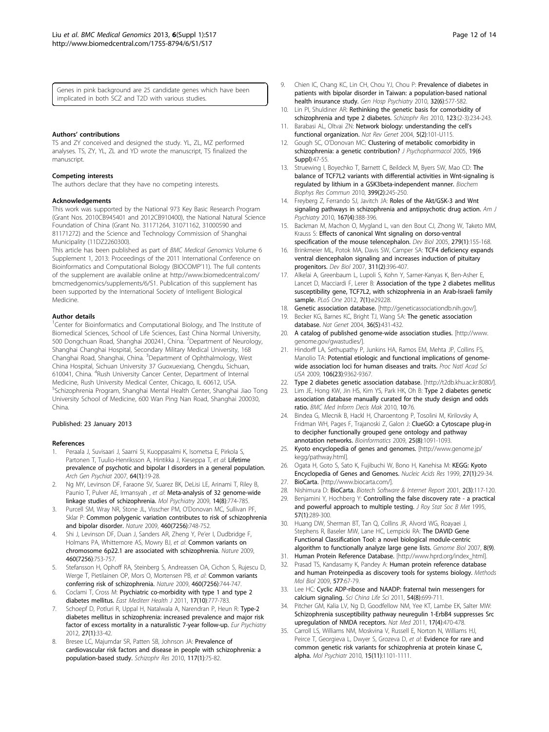Genes in pink background are 25 candidate genes which have been implicated in both SCZ and T2D with various studies.

### Authors' contributions

TS and ZY conceived and designed the study. YL, ZL, MZ performed analyses. TS, ZY, YL, ZL and YD wrote the manuscript, TS finalized the manuscript.

### Competing interests

The authors declare that they have no competing interests.

### Acknowledgements

This work was supported by the National 973 Key Basic Research Program (Grant Nos. 2010CB945401 and 2012CB910400), the National Natural Science Foundation of China (Grant No. 31171264, 31071162, 31000590 and 81171272) and the Science and Technology Commission of Shanghai Municipality (11DZ2260300).

This article has been published as part of *BMC Medical Genomics* Volume 6 Supplement 1, 2013: Proceedings of the 2011 International Conference on Bioinformatics and Computational Biology (BIOCOMP'11). The full contents of the supplement are available online at http://www.biomedcentral.com/bmcmedgenomics/supplements/6/S1. Publication of this supplement has been supported by the International Society of Intelligent Biological Medicine.

### Author details

[1]Center for Bioinformatics and Computational Biology, and The Institute of Biomedical Sciences, School of Life Sciences, East China Normal University, 500 Dongchuan Road, Shanghai 200241, China. [2]Department of Neurology, Shanghai Changhai Hospital, Secondary Military Medical University, 168 Changhai Road, Shanghai, China. [3]Department of Ophthalmology, West China Hospital, Sichuan University 37 Guoxuexiang, Chengdu, Sichuan, 610041, China. [4]Rush University Cancer Center, Department of Internal Medicine, Rush University Medical Center, Chicago, IL 60612, USA. [5]Schizophrenia Program, Shanghai Mental Health Center, Shanghai Jiao Tong University School of Medicine, 600 Wan Ping Nan Road, Shanghai 200030, China.

Published: 23 January 2013

### References

1. Peraala J, Suvisaari J, Saarni SI, Kuoppasalmi K, Isometsa E, Pirkola S, Partonen T, Tuulio-Henriksson A, Hintikka J, Kieseppa T, *et al*: **Lifetime prevalence of psychotic and bipolar I disorders in a general population.** *Arch Gen Psychiat* 2007, **64(1)**:19-28.
2. Ng MY, Levinson DF, Faraone SV, Suarez BK, DeLisi LE, Arinami T, Riley B, Paunio T, Pulver AE, Irmansyah , *et al*: **Meta-analysis of 32 genome-wide linkage studies of schizophrenia.** *Mol Psychiatry* 2009, **14(8)**:774-785.
3. Purcell SM, Wray NR, Stone JL, Visscher PM, O'Donovan MC, Sullivan PF, Sklar P: **Common polygenic variation contributes to risk of schizophrenia and bipolar disorder.** *Nature* 2009, **460(7256)**:748-752.
4. Shi J, Levinson DF, Duan J, Sanders AR, Zheng Y, Pe'er I, Dudbridge F, Holmans PA, Whittemore AS, Mowry BJ, *et al*: **Common variants on chromosome 6p22.1 are associated with schizophrenia.** *Nature* 2009, **460(7256)**:753-757.
5. Stefansson H, Ophoff RA, Steinberg S, Andreassen OA, Cichon S, Rujescu D, Werge T, Pietilainen OP, Mors O, Mortensen PB, *et al*: **Common variants conferring risk of schizophrenia.** *Nature* 2009, **460(7256)**:744-747.
6. Coclami T, Cross M: **Psychiatric co-morbidity with type 1 and type 2 diabetes mellitus.** *East Mediterr Health J* 2011, **17(10)**:777-783.
7. Schoepf D, Potluri R, Uppal H, Natalwala A, Narendran P, Heun R: **Type-2 diabetes mellitus in schizophrenia: increased prevalence and major risk factor of excess mortality in a naturalistic 7-year follow-up.** *Eur Psychiatry* 2012, **27(1)**:33-42.
8. Bresee LC, Majumdar SR, Patten SB, Johnson JA: **Prevalence of cardiovascular risk factors and disease in people with schizophrenia: a population-based study.** *Schizophr Res* 2010, **117(1)**:75-82.
9. Chien IC, Chang KC, Lin CH, Chou YJ, Chou P: **Prevalence of diabetes in patients with bipolar disorder in Taiwan: a population-based national health insurance study.** *Gen Hosp Psychiatry* 2010, **32(6)**:577-582.
10. Lin PI, Shuldiner AR: **Rethinking the genetic basis for comorbidity of schizophrenia and type 2 diabetes.** *Schizophr Res* 2010, **123**:(2-3):234-243.
11. Barabasi AL, Oltvai ZN: **Network biology: understanding the cell's functional organization.** *Nat Rev Genet* 2004, **5(2)**:101-U115.
12. Gough SC, O'Donovan MC: **Clustering of metabolic comorbidity in schizophrenia: a genetic contribution?** *J Psychopharmacol* 2005, **19(6 Suppl)**:47-55.
13. Struewing I, Boyechko T, Barnett C, Beildeck M, Byers SW, Mao CD: **The balance of TCF7L2 variants with differential activities in Wnt-signaling is regulated by lithium in a GSK3beta-independent manner.** *Biochem Biophys Res Commun* 2010, **399(2)**:245-250.
14. Freyberg Z, Ferrando SJ, Javitch JA: **Roles of the Akt/GSK-3 and Wnt signaling pathways in schizophrenia and antipsychotic drug action.** *Am J Psychiatry* 2010, **167(4)**:388-396.
15. Backman M, Machon O, Mygland L, van den Bout CJ, Zhong W, Taketo MM, Krauss S: **Effects of canonical Wnt signaling on dorso-ventral specification of the mouse telencephalon.** *Dev Biol* 2005, **279(1)**:155-168.
16. Brinkmeier ML, Potok MA, Davis SW, Camper SA: **TCF4 deficiency expands ventral diencephalon signaling and increases induction of pituitary progenitors.** *Dev Biol* 2007, **311(2)**:396-407.
17. Alkelai A, Greenbaum L, Lupoli S, Kohn Y, Sarner-Kanyas K, Ben-Asher E, Lancet D, Macciardi F, Lerer B: **Association of the type 2 diabetes mellitus susceptibility gene, TCF7L2, with schizophrenia in an Arab-Israeli family sample.** *PLoS One* 2012, **7(1)**:e29228.
18. **Genetic association database.** [http://geneticassociationdb.nih.gov/].
19. Becker KG, Barnes KC, Bright TJ, Wang SA: **The genetic association database.** *Nat Genet* 2004, **36(5)**:431-432.
20. **A catalog of published genome-wide association studies.** [http://www.genome.gov/gwastudies/].
21. Hindorff LA, Sethupathy P, Junkins HA, Ramos EM, Mehta JP, Collins FS, Manolio TA: **Potential etiologic and functional implications of genome-wide association loci for human diseases and traits.** *Proc Natl Acad Sci USA* 2009, **106(23)**:9362-9367.
22. **Type 2 diabetes genetic association database.** [http://t2db.khu.ac.kr:8080/].
23. Lim JE, Hong KW, Jin HS, Kim YS, Park HK, Oh B: **Type 2 diabetes genetic association database manually curated for the study design and odds ratio.** *BMC Med Inform Decis Mak* 2010, **10**:76.
24. Bindea G, Mlecnik B, Hackl H, Charoentong P, Tosolini M, Kirilovsky A, Fridman WH, Pages F, Trajanoski Z, Galon J: **ClueGO: a Cytoscape plug-in to decipher functionally grouped gene ontology and pathway annotation networks.** *Bioinformatics* 2009, **25(8)**:1091-1093.
25. **Kyoto encyclopedia of genes and genomes.** [http://www.genome.jp/kegg/pathway.html].
26. Ogata H, Goto S, Sato K, Fujibuchi W, Bono H, Kanehisa M: **KEGG: Kyoto Encyclopedia of Genes and Genomes.** *Nucleic Acids Res* 1999, **27(1)**:29-34.
27. **BioCarta.** [http://www.biocarta.com/].
28. Nishimura D: **BioCarta.** *Biotech Software & Internet Report* 2001, **2(3)**:117-120.
29. Benjamini Y, Hochberg Y: **Controlling the false discovery rate - a practical and powerful approach to multiple testing.** *J Roy Stat Soc B Met* 1995, **57(1)**:289-300.
30. Huang DW, Sherman BT, Tan Q, Collins JR, Alvord WG, Roayaei J, Stephens R, Baseler MW, Lane HC, Lempicki RA: **The DAVID Gene Functional Classification Tool: a novel biological module-centric algorithm to functionally analyze large gene lists.** *Genome Biol* 2007, **8(9)**.
31. **Human Protein Reference Database.** [http://www.hprd.org/index_html].
32. Prasad TS, Kandasamy K, Pandey A: **Human protein reference database and human Proteinpedia as discovery tools for systems biology.** *Methods Mol Biol* 2009, **577**:67-79.
33. Lee HC: **Cyclic ADP-ribose and NAADP: fraternal twin messengers for calcium signaling.** *Sci China Life Sci* 2011, **54(8)**:699-711.
34. Pitcher GM, Kalia LV, Ng D, Goodfellow NM, Yee KT, Lambe EK, Salter MW: **Schizophrenia susceptibility pathway neuregulin 1-ErbB4 suppresses Src upregulation of NMDA receptors.** *Nat Med* 2011, **17(4)**:470-478.
35. Carroll LS, Williams NM, Moskvina V, Russell E, Norton N, Williams HJ, Peirce T, Georgieva L, Dwyer S, Grozeva D, *et al*: **Evidence for rare and common genetic risk variants for schizophrenia at protein kinase C, alpha.** *Mol Psychiatr* 2010, **15(11)**:1101-1111.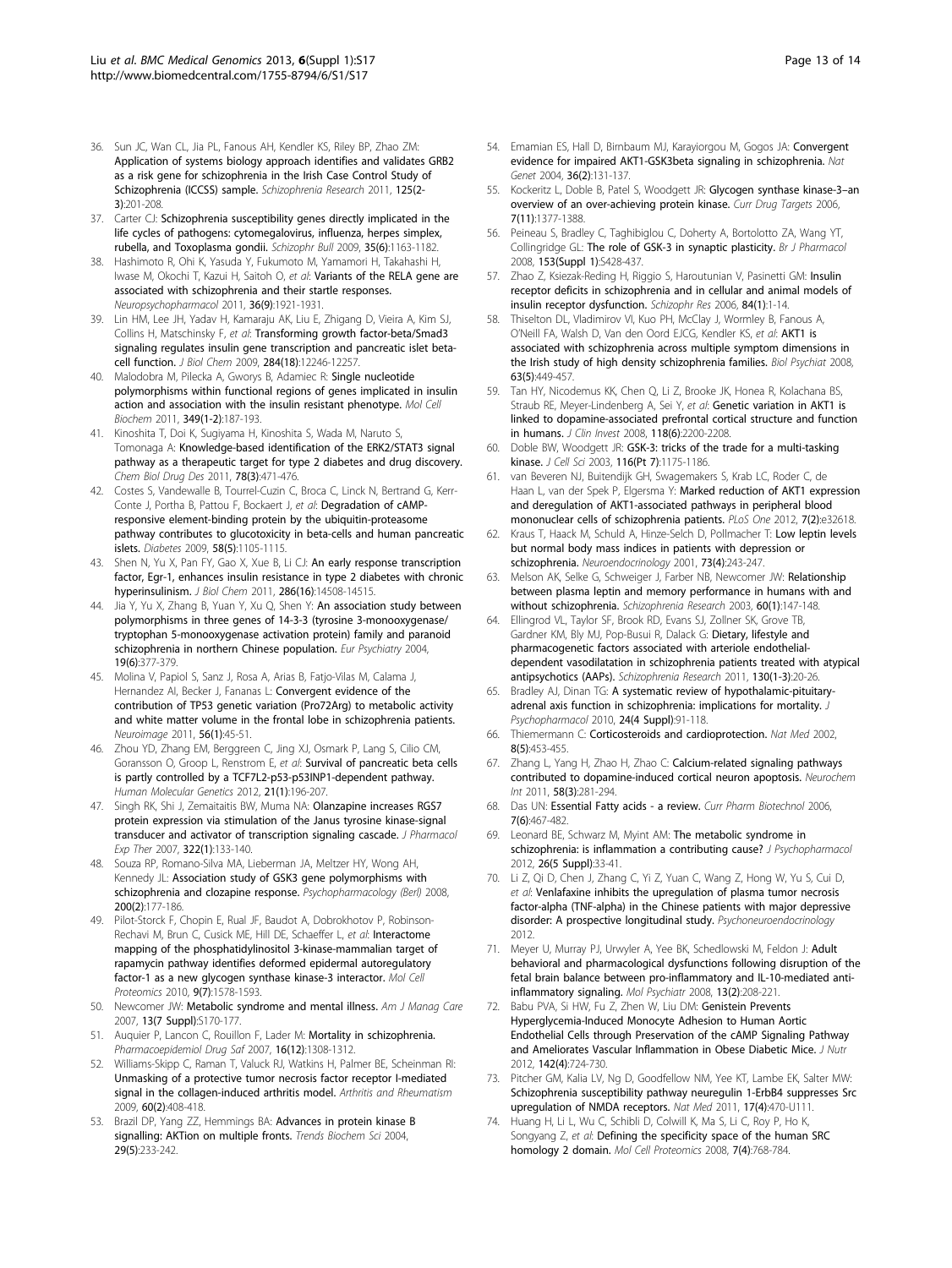36. Sun JC, Wan CL, Jia PL, Fanous AH, Kendler KS, Riley BP, Zhao ZM: **Application of systems biology approach identifies and validates GRB2 as a risk gene for schizophrenia in the Irish Case Control Study of Schizophrenia (ICCSS) sample.** *Schizophrenia Research* 2011, **125(2-3)**:201-208.
37. Carter CJ: **Schizophrenia susceptibility genes directly implicated in the life cycles of pathogens: cytomegalovirus, influenza, herpes simplex, rubella, and Toxoplasma gondii.** *Schizophr Bull* 2009, **35(6)**:1163-1182.
38. Hashimoto R, Ohi K, Yasuda Y, Fukumoto M, Yamamori H, Takahashi H, Iwase M, Okochi T, Kazui H, Saitoh O, *et al*: **Variants of the RELA gene are associated with schizophrenia and their startle responses.** *Neuropsychopharmacol* 2011, **36(9)**:1921-1931.
39. Lin HM, Lee JH, Yadav H, Kamaraju AK, Liu E, Zhigang D, Vieira A, Kim SJ, Collins H, Matschinsky F, *et al*: **Transforming growth factor-beta/Smad3 signaling regulates insulin gene transcription and pancreatic islet beta-cell function.** *J Biol Chem* 2009, **284(18)**:12246-12257.
40. Malodobra M, Pilecka A, Gworys B, Adamiec R: **Single nucleotide polymorphisms within functional regions of genes implicated in insulin action and association with the insulin resistant phenotype.** *Mol Cell Biochem* 2011, **349(1-2)**:187-193.
41. Kinoshita T, Doi K, Sugiyama H, Kinoshita S, Wada M, Naruto S, Tomonaga A: **Knowledge-based identification of the ERK2/STAT3 signal pathway as a therapeutic target for type 2 diabetes and drug discovery.** *Chem Biol Drug Des* 2011, **78(3)**:471-476.
42. Costes S, Vandewalle B, Tourrel-Cuzin C, Broca C, Linck N, Bertrand G, Kerr-Conte J, Portha B, Pattou F, Bockaert J, *et al*: **Degradation of cAMP-responsive element-binding protein by the ubiquitin-proteasome pathway contributes to glucotoxicity in beta-cells and human pancreatic islets.** *Diabetes* 2009, **58(5)**:1105-1115.
43. Shen N, Yu X, Pan FY, Gao X, Xue B, Li CJ: **An early response transcription factor, Egr-1, enhances insulin resistance in type 2 diabetes with chronic hyperinsulinism.** *J Biol Chem* 2011, **286(16)**:14508-14515.
44. Jia Y, Yu X, Zhang B, Yuan Y, Xu Q, Shen Y: **An association study between polymorphisms in three genes of 14-3-3 (tyrosine 3-monooxygenase/tryptophan 5-monooxygenase activation protein) family and paranoid schizophrenia in northern Chinese population.** *Eur Psychiatry* 2004, **19(6)**:377-379.
45. Molina V, Papiol S, Sanz J, Rosa A, Arias B, Fatjo-Vilas M, Calama J, Hernandez AI, Becker J, Fananas L: **Convergent evidence of the contribution of TP53 genetic variation (Pro72Arg) to metabolic activity and white matter volume in the frontal lobe in schizophrenia patients.** *Neuroimage* 2011, **56(1)**:45-51.
46. Zhou YD, Zhang EM, Berggreen C, Jing XJ, Osmark P, Lang S, Cilio CM, Goransson O, Groop L, Renstrom E, *et al*: **Survival of pancreatic beta cells is partly controlled by a TCF7L2-p53-p53INP1-dependent pathway.** *Human Molecular Genetics* 2012, **21(1)**:196-207.
47. Singh RK, Shi J, Zemaitaitis BW, Muma NA: **Olanzapine increases RGS7 protein expression via stimulation of the Janus tyrosine kinase-signal transducer and activator of transcription signaling cascade.** *J Pharmacol Exp Ther* 2007, **322(1)**:133-140.
48. Souza RP, Romano-Silva MA, Lieberman JA, Meltzer HY, Wong AH, Kennedy JL: **Association study of GSK3 gene polymorphisms with schizophrenia and clozapine response.** *Psychopharmacology (Berl)* 2008, **200(2)**:177-186.
49. Pilot-Storck F, Chopin E, Rual JF, Baudot A, Dobrokhotov P, Robinson-Rechavi M, Brun C, Cusick ME, Hill DE, Schaeffer L, *et al*: **Interactome mapping of the phosphatidylinositol 3-kinase-mammalian target of rapamycin pathway identifies deformed epidermal autoregulatory factor-1 as a new glycogen synthase kinase-3 interactor.** *Mol Cell Proteomics* 2010, **9(7)**:1578-1593.
50. Newcomer JW: **Metabolic syndrome and mental illness.** *Am J Manag Care* 2007, **13(7 Suppl)**:S170-177.
51. Auquier P, Lancon C, Rouillon F, Lader M: **Mortality in schizophrenia.** *Pharmacoepidemiol Drug Saf* 2007, **16(12)**:1308-1312.
52. Williams-Skipp C, Raman T, Valuck RJ, Watkins H, Palmer BE, Scheinman RI: **Unmasking of a protective tumor necrosis factor receptor I-mediated signal in the collagen-induced arthritis model.** *Arthritis and Rheumatism* 2009, **60(2)**:408-418.
53. Brazil DP, Yang ZZ, Hemmings BA: **Advances in protein kinase B signalling: AKTion on multiple fronts.** *Trends Biochem Sci* 2004, **29(5)**:233-242.
54. Emamian ES, Hall D, Birnbaum MJ, Karayiorgou M, Gogos JA: **Convergent evidence for impaired AKT1-GSK3beta signaling in schizophrenia.** *Nat Genet* 2004, **36(2)**:131-137.
55. Kockeritz L, Doble B, Patel S, Woodgett JR: **Glycogen synthase kinase-3–an overview of an over-achieving protein kinase.** *Curr Drug Targets* 2006, **7(11)**:1377-1388.
56. Peineau S, Bradley C, Taghibiglou C, Doherty A, Bortolotto ZA, Wang YT, Collingridge GL: **The role of GSK-3 in synaptic plasticity.** *Br J Pharmacol* 2008, **153(Suppl 1)**:S428-437.
57. Zhao Z, Ksiezak-Reding H, Riggio S, Haroutunian V, Pasinetti GM: **Insulin receptor deficits in schizophrenia and in cellular and animal models of insulin receptor dysfunction.** *Schizophr Res* 2006, **84(1)**:1-14.
58. Thiselton DL, Vladimirov VI, Kuo PH, McClay J, Wormley B, Fanous A, O'Neill FA, Walsh D, Van den Oord EJCG, Kendler KS, *et al*: **AKT1 is associated with schizophrenia across multiple symptom dimensions in the Irish study of high density schizophrenia families.** *Biol Psychiat* 2008, **63(5)**:449-457.
59. Tan HY, Nicodemus KK, Chen Q, Li Z, Brooke JK, Honea R, Kolachana BS, Straub RE, Meyer-Lindenberg A, Sei Y, *et al*: **Genetic variation in AKT1 is linked to dopamine-associated prefrontal cortical structure and function in humans.** *J Clin Invest* 2008, **118(6)**:2200-2208.
60. Doble BW, Woodgett JR: **GSK-3: tricks of the trade for a multi-tasking kinase.** *J Cell Sci* 2003, **116(Pt 7)**:1175-1186.
61. van Beveren NJ, Buitendijk GH, Swagemakers S, Krab LC, Roder C, de Haan L, van der Spek P, Elgersma Y: **Marked reduction of AKT1 expression and deregulation of AKT1-associated pathways in peripheral blood mononuclear cells of schizophrenia patients.** *PLoS One* 2012, **7(2)**:e32618.
62. Kraus T, Haack M, Schuld A, Hinze-Selch D, Pollmacher T: **Low leptin levels but normal body mass indices in patients with depression or schizophrenia.** *Neuroendocrinology* 2001, **73(4)**:243-247.
63. Melson AK, Selke G, Schweiger J, Farber NB, Newcomer JW: **Relationship between plasma leptin and memory performance in humans with and without schizophrenia.** *Schizophrenia Research* 2003, **60(1)**:147-148.
64. Ellingrod VL, Taylor SF, Brook RD, Evans SJ, Zollner SK, Grove TB, Gardner KM, Bly MJ, Pop-Busui R, Dalack G: **Dietary, lifestyle and pharmacogenetic factors associated with arteriole endothelial-dependent vasodilatation in schizophrenia patients treated with atypical antipsychotics (AAPs).** *Schizophrenia Research* 2011, **130(1-3)**:20-26.
65. Bradley AJ, Dinan TG: **A systematic review of hypothalamic-pituitary-adrenal axis function in schizophrenia: implications for mortality.** *J Psychopharmacol* 2010, **24(4 Suppl)**:91-118.
66. Thiemermann C: **Corticosteroids and cardioprotection.** *Nat Med* 2002, **8(5)**:453-455.
67. Zhang L, Yang H, Zhao H, Zhao C: **Calcium-related signaling pathways contributed to dopamine-induced cortical neuron apoptosis.** *Neurochem Int* 2011, **58(3)**:281-294.
68. Das UN: **Essential Fatty acids - a review.** *Curr Pharm Biotechnol* 2006, **7(6)**:467-482.
69. Leonard BE, Schwarz M, Myint AM: **The metabolic syndrome in schizophrenia: is inflammation a contributing cause?** *J Psychopharmacol* 2012, **26(5 Suppl)**:33-41.
70. Li Z, Qi D, Chen J, Zhang C, Yi Z, Yuan C, Wang Z, Hong W, Yu S, Cui D, *et al*: **Venlafaxine inhibits the upregulation of plasma tumor necrosis factor-alpha (TNF-alpha) in the Chinese patients with major depressive disorder: A prospective longitudinal study.** *Psychoneuroendocrinology* 2012.
71. Meyer U, Murray PJ, Urwyler A, Yee BK, Schedlowski M, Feldon J: **Adult behavioral and pharmacological dysfunctions following disruption of the fetal brain balance between pro-inflammatory and IL-10-mediated anti-inflammatory signaling.** *Mol Psychiatr* 2008, **13(2)**:208-221.
72. Babu PVA, Si HW, Fu Z, Zhen W, Liu DM: **Genistein Prevents Hyperglycemia-Induced Monocyte Adhesion to Human Aortic Endothelial Cells through Preservation of the cAMP Signaling Pathway and Ameliorates Vascular Inflammation in Obese Diabetic Mice.** *J Nutr* 2012, **142(4)**:724-730.
73. Pitcher GM, Kalia LV, Ng D, Goodfellow NM, Yee KT, Lambe EK, Salter MW: **Schizophrenia susceptibility pathway neuregulin 1-ErbB4 suppresses Src upregulation of NMDA receptors.** *Nat Med* 2011, **17(4)**:470-U111.
74. Huang H, Li L, Wu C, Schibli D, Colwill K, Ma S, Li C, Roy P, Ho K, Songyang Z, *et al*: **Defining the specificity space of the human SRC homology 2 domain.** *Mol Cell Proteomics* 2008, **7(4)**:768-784.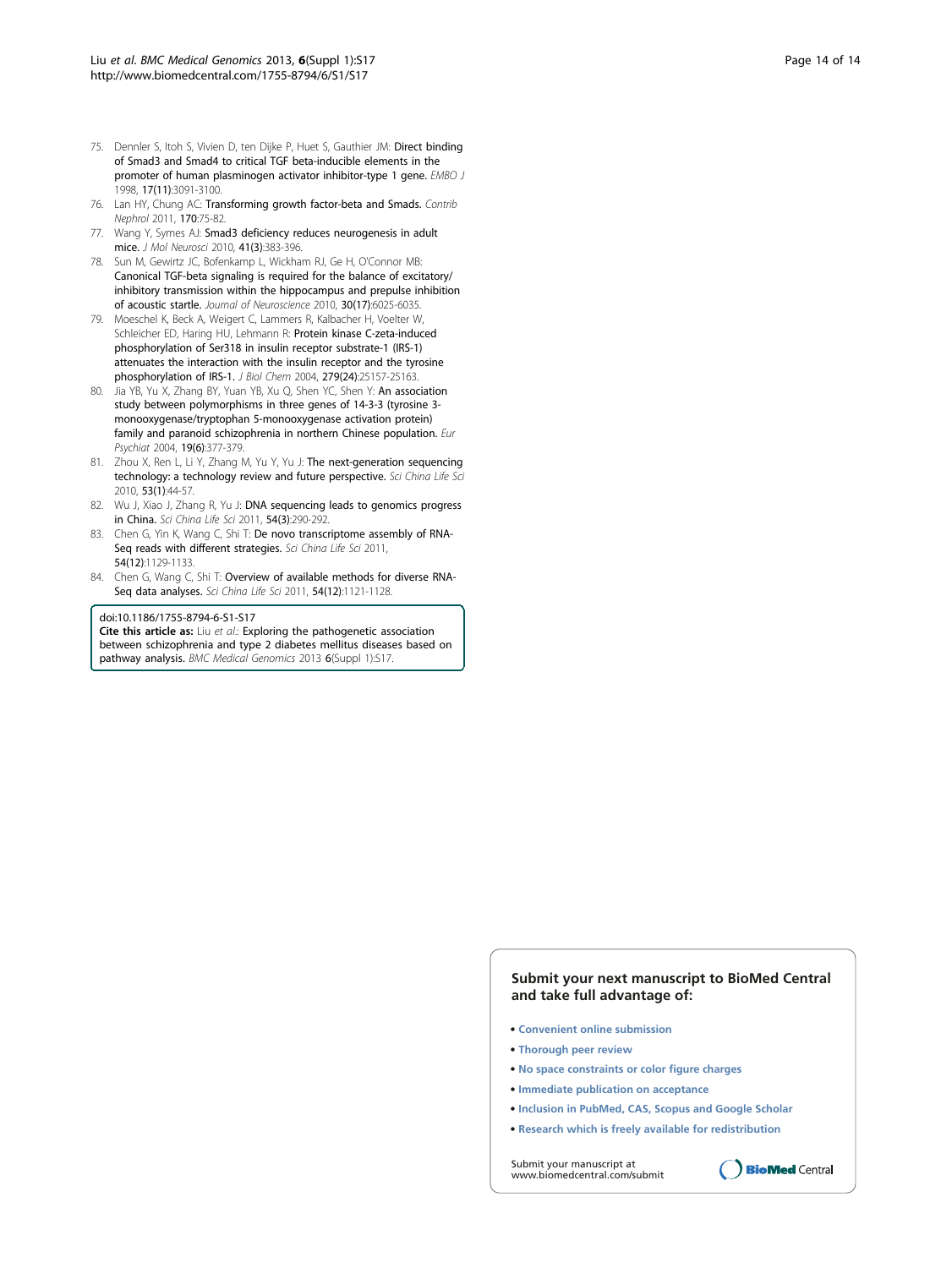75. Dennler S, Itoh S, Vivien D, ten Dijke P, Huet S, Gauthier JM: **Direct binding of Smad3 and Smad4 to critical TGF beta-inducible elements in the promoter of human plasminogen activator inhibitor-type 1 gene.** *EMBO J* 1998, **17(11)**:3091-3100.
76. Lan HY, Chung AC: **Transforming growth factor-beta and Smads.** *Contrib Nephrol* 2011, **170**:75-82.
77. Wang Y, Symes AJ: **Smad3 deficiency reduces neurogenesis in adult mice.** *J Mol Neurosci* 2010, **41(3)**:383-396.
78. Sun M, Gewirtz JC, Bofenkamp L, Wickham RJ, Ge H, O'Connor MB: **Canonical TGF-beta signaling is required for the balance of excitatory/inhibitory transmission within the hippocampus and prepulse inhibition of acoustic startle.** *Journal of Neuroscience* 2010, **30(17)**:6025-6035.
79. Moeschel K, Beck A, Weigert C, Lammers R, Kalbacher H, Voelter W, Schleicher ED, Haring HU, Lehmann R: **Protein kinase C-zeta-induced phosphorylation of Ser318 in insulin receptor substrate-1 (IRS-1) attenuates the interaction with the insulin receptor and the tyrosine phosphorylation of IRS-1.** *J Biol Chem* 2004, **279(24)**:25157-25163.
80. Jia YB, Yu X, Zhang BY, Yuan YB, Xu Q, Shen YC, Shen Y: **An association study between polymorphisms in three genes of 14-3-3 (tyrosine 3-monooxygenase/tryptophan 5-monooxygenase activation protein) family and paranoid schizophrenia in northern Chinese population.** *Eur Psychiat* 2004, **19(6)**:377-379.
81. Zhou X, Ren L, Li Y, Zhang M, Yu Y, Yu J: **The next-generation sequencing technology: a technology review and future perspective.** *Sci China Life Sci* 2010, **53(1)**:44-57.
82. Wu J, Xiao J, Zhang R, Yu J: **DNA sequencing leads to genomics progress in China.** *Sci China Life Sci* 2011, **54(3)**:290-292.
83. Chen G, Yin K, Wang C, Shi T: **De novo transcriptome assembly of RNA-Seq reads with different strategies.** *Sci China Life Sci* 2011, **54(12)**:1129-1133.
84. Chen G, Wang C, Shi T: **Overview of available methods for diverse RNA-Seq data analyses.** *Sci China Life Sci* 2011, **54(12)**:1121-1128.

doi:10.1186/1755-8794-6-S1-S17
**Cite this article as:** Liu *et al.*: Exploring the pathogenetic association between schizophrenia and type 2 diabetes mellitus diseases based on pathway analysis. *BMC Medical Genomics* 2013 **6**(Suppl 1):S17.

**Submit your next manuscript to BioMed Central and take full advantage of:**

- Convenient online submission
- Thorough peer review
- No space constraints or color figure charges
- Immediate publication on acceptance
- Inclusion in PubMed, CAS, Scopus and Google Scholar
- Research which is freely available for redistribution

Submit your manuscript at
www.biomedcentral.com/submit

BioMed Central